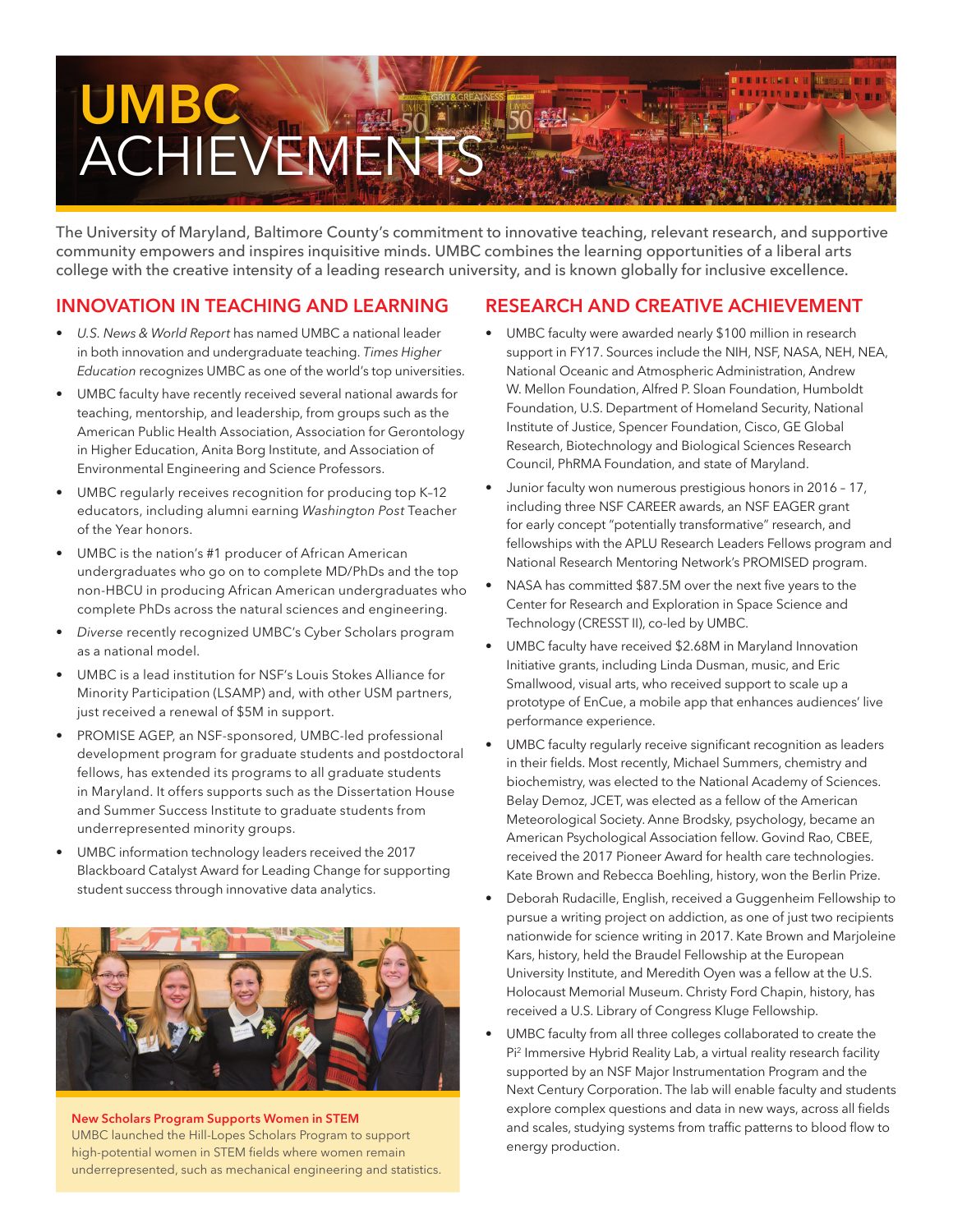# UMBC ACHIEVEMENTS

The University of Maryland, Baltimore County's commitment to innovative teaching, relevant research, and supportive community empowers and inspires inquisitive minds. UMBC combines the learning opportunities of a liberal arts college with the creative intensity of a leading research university, and is known globally for inclusive excellence.

## INNOVATION IN TEACHING AND LEARNING

- *U.S. News & World Report* has named UMBC a national leader in both innovation and undergraduate teaching. *Times Higher Education* recognizes UMBC as one of the world's top universities.
- UMBC faculty have recently received several national awards for teaching, mentorship, and leadership, from groups such as the American Public Health Association, Association for Gerontology in Higher Education, Anita Borg Institute, and Association of Environmental Engineering and Science Professors.
- UMBC regularly receives recognition for producing top K–12 educators, including alumni earning *Washington Post* Teacher of the Year honors.
- UMBC is the nation's #1 producer of African American undergraduates who go on to complete MD/PhDs and the top non-HBCU in producing African American undergraduates who complete PhDs across the natural sciences and engineering.
- *Diverse* recently recognized UMBC's Cyber Scholars program as a national model.
- UMBC is a lead institution for NSF's Louis Stokes Alliance for Minority Participation (LSAMP) and, with other USM partners, just received a renewal of $5M in support.
- PROMISE AGEP, an NSF-sponsored, UMBC-led professional development program for graduate students and postdoctoral fellows, has extended its programs to all graduate students in Maryland. It offers supports such as the Dissertation House and Summer Success Institute to graduate students from underrepresented minority groups.
- UMBC information technology leaders received the 2017 Blackboard Catalyst Award for Leading Change for supporting student success through innovative data analytics.

**New Scholars Program Supports Women in STEM**
UMBC launched the Hill-Lopes Scholars Program to support high-potential women in STEM fields where women remain underrepresented, such as mechanical engineering and statistics.

## RESEARCH AND CREATIVE ACHIEVEMENT

- UMBC faculty were awarded nearly $100 million in research support in FY17. Sources include the NIH, NSF, NASA, NEH, NEA, National Oceanic and Atmospheric Administration, Andrew W. Mellon Foundation, Alfred P. Sloan Foundation, Humboldt Foundation, U.S. Department of Homeland Security, National Institute of Justice, Spencer Foundation, Cisco, GE Global Research, Biotechnology and Biological Sciences Research Council, PhRMA Foundation, and state of Maryland.
- Junior faculty won numerous prestigious honors in 2016 – 17, including three NSF CAREER awards, an NSF EAGER grant for early concept "potentially transformative" research, and fellowships with the APLU Research Leaders Fellows program and National Research Mentoring Network's PROMISED program.
- NASA has committed $87.5M over the next five years to the Center for Research and Exploration in Space Science and Technology (CRESST II), co-led by UMBC.
- UMBC faculty have received $2.68M in Maryland Innovation Initiative grants, including Linda Dusman, music, and Eric Smallwood, visual arts, who received support to scale up a prototype of EnCue, a mobile app that enhances audiences' live performance experience.
- UMBC faculty regularly receive significant recognition as leaders in their fields. Most recently, Michael Summers, chemistry and biochemistry, was elected to the National Academy of Sciences. Belay Demoz, JCET, was elected as a fellow of the American Meteorological Society. Anne Brodsky, psychology, became an American Psychological Association fellow. Govind Rao, CBEE, received the 2017 Pioneer Award for health care technologies. Kate Brown and Rebecca Boehling, history, won the Berlin Prize.
- Deborah Rudacille, English, received a Guggenheim Fellowship to pursue a writing project on addiction, as one of just two recipients nationwide for science writing in 2017. Kate Brown and Marjoleine Kars, history, held the Braudel Fellowship at the European University Institute, and Meredith Oyen was a fellow at the U.S. Holocaust Memorial Museum. Christy Ford Chapin, history, has received a U.S. Library of Congress Kluge Fellowship.
- UMBC faculty from all three colleges collaborated to create the Pi$^2$ Immersive Hybrid Reality Lab, a virtual reality research facility supported by an NSF Major Instrumentation Program and the Next Century Corporation. The lab will enable faculty and students explore complex questions and data in new ways, across all fields and scales, studying systems from traffic patterns to blood flow to energy production.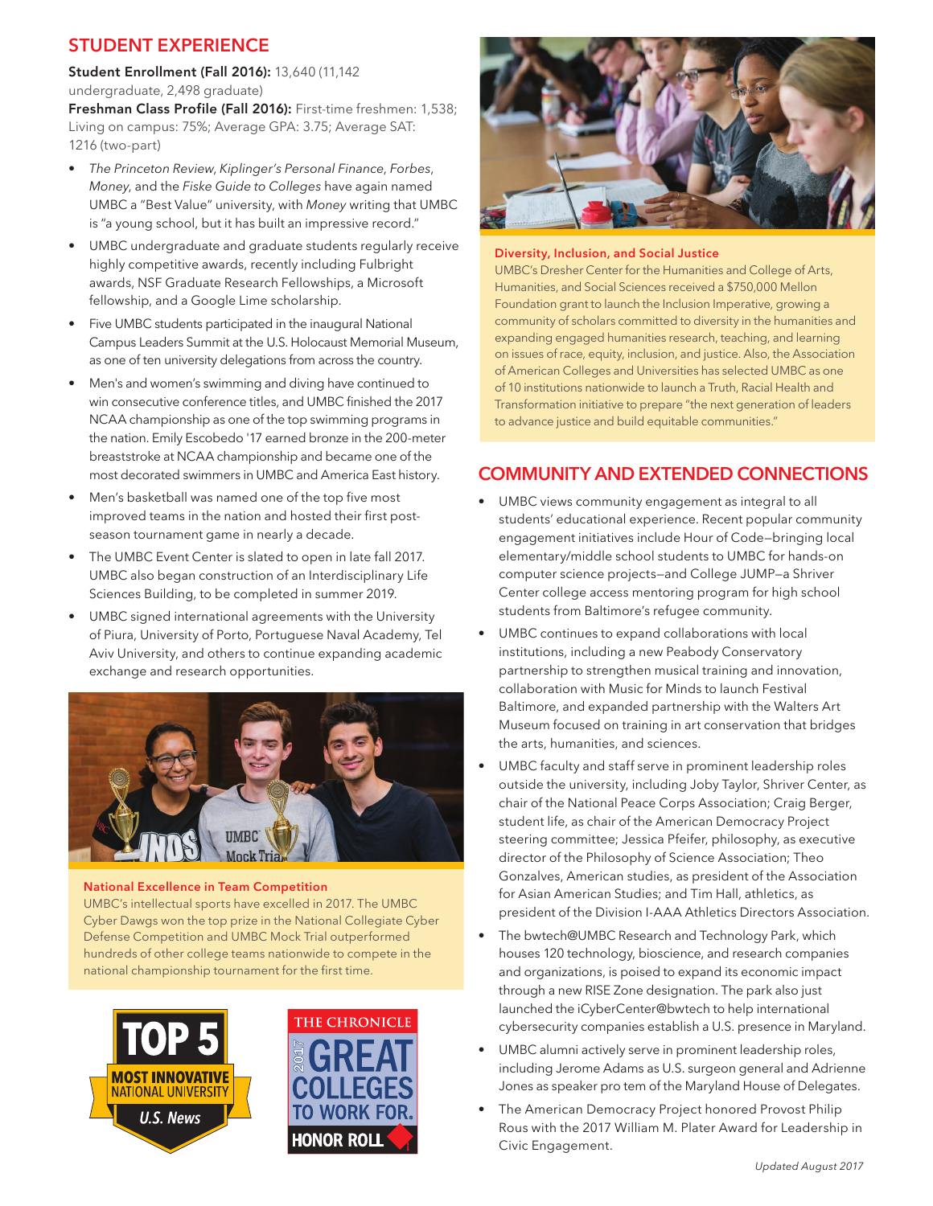## STUDENT EXPERIENCE

**Student Enrollment (Fall 2016):** 13,640 (11,142 undergraduate, 2,498 graduate)

**Freshman Class Profile (Fall 2016):** First-time freshmen: 1,538; Living on campus: 75%; Average GPA: 3.75; Average SAT: 1216 (two-part)

- *The Princeton Review*, *Kiplinger's Personal Finance*, *Forbes*, *Money*, and the *Fiske Guide to Colleges* have again named UMBC a "Best Value" university, with *Money* writing that UMBC is "a young school, but it has built an impressive record."
- UMBC undergraduate and graduate students regularly receive highly competitive awards, recently including Fulbright awards, NSF Graduate Research Fellowships, a Microsoft fellowship, and a Google Lime scholarship.
- Five UMBC students participated in the inaugural National Campus Leaders Summit at the U.S. Holocaust Memorial Museum, as one of ten university delegations from across the country.
- Men's and women's swimming and diving have continued to win consecutive conference titles, and UMBC finished the 2017 NCAA championship as one of the top swimming programs in the nation. Emily Escobedo '17 earned bronze in the 200-meter breaststroke at NCAA championship and became one of the most decorated swimmers in UMBC and America East history.
- Men's basketball was named one of the top five most improved teams in the nation and hosted their first post-season tournament game in nearly a decade.
- The UMBC Event Center is slated to open in late fall 2017. UMBC also began construction of an Interdisciplinary Life Sciences Building, to be completed in summer 2019.
- UMBC signed international agreements with the University of Piura, University of Porto, Portuguese Naval Academy, Tel Aviv University, and others to continue expanding academic exchange and research opportunities.

**National Excellence in Team Competition**

UMBC's intellectual sports have excelled in 2017. The UMBC Cyber Dawgs won the top prize in the National Collegiate Cyber Defense Competition and UMBC Mock Trial outperformed hundreds of other college teams nationwide to compete in the national championship tournament for the first time.

TOP 5 MOST INNOVATIVE NATIONAL UNIVERSITY U.S. News

THE CHRONICLE 2017 GREAT COLLEGES TO WORK FOR. HONOR ROLL

**Diversity, Inclusion, and Social Justice**

UMBC's Dresher Center for the Humanities and College of Arts, Humanities, and Social Sciences received a $750,000 Mellon Foundation grant to launch the Inclusion Imperative, growing a community of scholars committed to diversity in the humanities and expanding engaged humanities research, teaching, and learning on issues of race, equity, inclusion, and justice. Also, the Association of American Colleges and Universities has selected UMBC as one of 10 institutions nationwide to launch a Truth, Racial Health and Transformation initiative to prepare "the next generation of leaders to advance justice and build equitable communities."

## COMMUNITY AND EXTENDED CONNECTIONS

- UMBC views community engagement as integral to all students' educational experience. Recent popular community engagement initiatives include Hour of Code—bringing local elementary/middle school students to UMBC for hands-on computer science projects—and College JUMP—a Shriver Center college access mentoring program for high school students from Baltimore's refugee community.
- UMBC continues to expand collaborations with local institutions, including a new Peabody Conservatory partnership to strengthen musical training and innovation, collaboration with Music for Minds to launch Festival Baltimore, and expanded partnership with the Walters Art Museum focused on training in art conservation that bridges the arts, humanities, and sciences.
- UMBC faculty and staff serve in prominent leadership roles outside the university, including Joby Taylor, Shriver Center, as chair of the National Peace Corps Association; Craig Berger, student life, as chair of the American Democracy Project steering committee; Jessica Pfeifer, philosophy, as executive director of the Philosophy of Science Association; Theo Gonzalves, American studies, as president of the Association for Asian American Studies; and Tim Hall, athletics, as president of the Division I-AAA Athletics Directors Association.
- The bwtech@UMBC Research and Technology Park, which houses 120 technology, bioscience, and research companies and organizations, is poised to expand its economic impact through a new RISE Zone designation. The park also just launched the iCyberCenter@bwtech to help international cybersecurity companies establish a U.S. presence in Maryland.
- UMBC alumni actively serve in prominent leadership roles, including Jerome Adams as U.S. surgeon general and Adrienne Jones as speaker pro tem of the Maryland House of Delegates.
- The American Democracy Project honored Provost Philip Rous with the 2017 William M. Plater Award for Leadership in Civic Engagement.

*Updated August 2017*